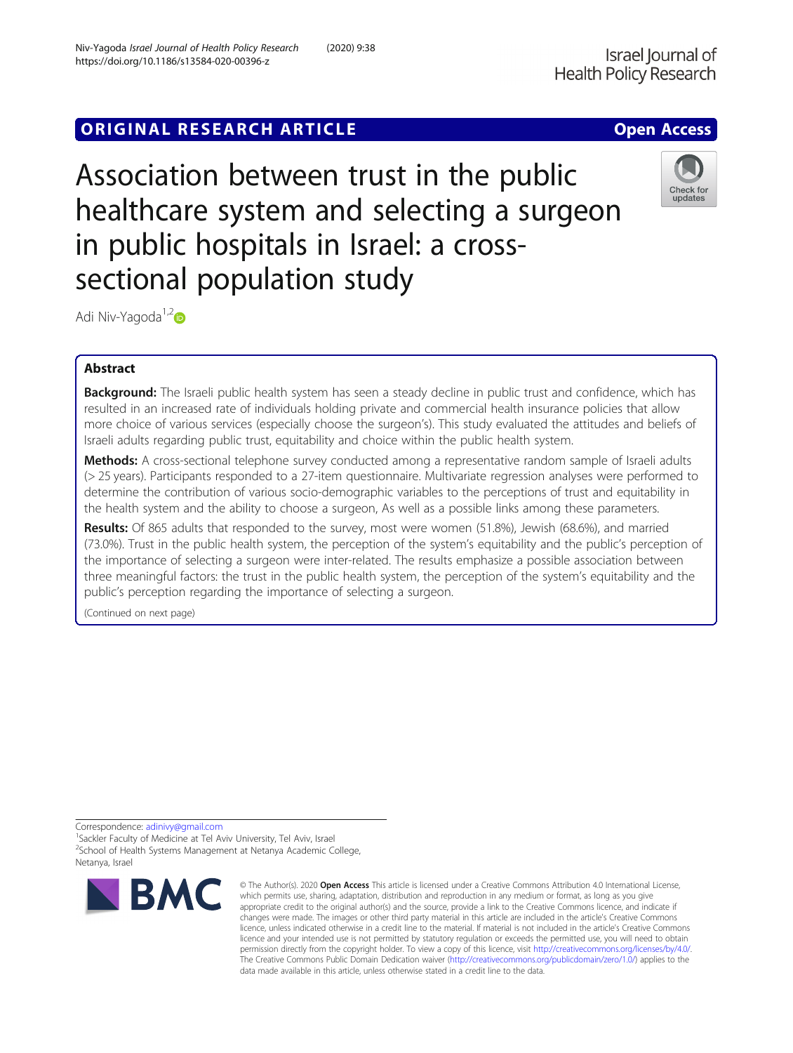ORIGINAL RESEARCH ARTICLE

Open Access

# Association between trust in the public healthcare system and selecting a surgeon in public hospitals in Israel: a cross-sectional population study

Adi Niv-Yagoda[1,2]

## Abstract

**Background:** The Israeli public health system has seen a steady decline in public trust and confidence, which has resulted in an increased rate of individuals holding private and commercial health insurance policies that allow more choice of various services (especially choose the surgeon's). This study evaluated the attitudes and beliefs of Israeli adults regarding public trust, equitability and choice within the public health system.

**Methods:** A cross-sectional telephone survey conducted among a representative random sample of Israeli adults (> 25 years). Participants responded to a 27-item questionnaire. Multivariate regression analyses were performed to determine the contribution of various socio-demographic variables to the perceptions of trust and equitability in the health system and the ability to choose a surgeon, As well as a possible links among these parameters.

**Results:** Of 865 adults that responded to the survey, most were women (51.8%), Jewish (68.6%), and married (73.0%). Trust in the public health system, the perception of the system's equitability and the public's perception of the importance of selecting a surgeon were inter-related. The results emphasize a possible association between three meaningful factors: the trust in the public health system, the perception of the system's equitability and the public's perception regarding the importance of selecting a surgeon.

(Continued on next page)

Correspondence: adinivy@gmail.com

[1]Sackler Faculty of Medicine at Tel Aviv University, Tel Aviv, Israel

[2]School of Health Systems Management at Netanya Academic College, Netanya, Israel

© The Author(s). 2020 **Open Access** This article is licensed under a Creative Commons Attribution 4.0 International License, which permits use, sharing, adaptation, distribution and reproduction in any medium or format, as long as you give appropriate credit to the original author(s) and the source, provide a link to the Creative Commons licence, and indicate if changes were made. The images or other third party material in this article are included in the article's Creative Commons licence, unless indicated otherwise in a credit line to the material. If material is not included in the article's Creative Commons licence and your intended use is not permitted by statutory regulation or exceeds the permitted use, you will need to obtain permission directly from the copyright holder. To view a copy of this licence, visit http://creativecommons.org/licenses/by/4.0/. The Creative Commons Public Domain Dedication waiver (http://creativecommons.org/publicdomain/zero/1.0/) applies to the data made available in this article, unless otherwise stated in a credit line to the data.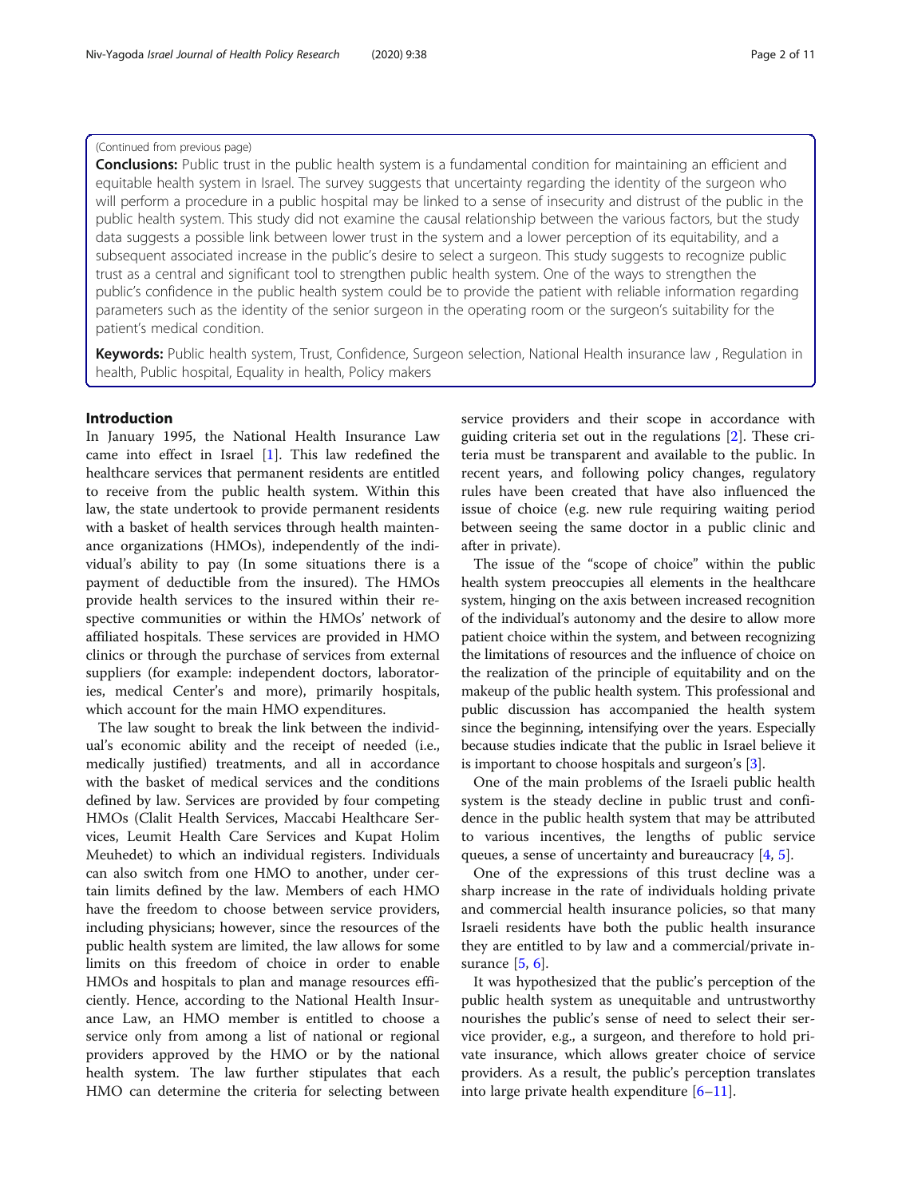(Continued from previous page)

**Conclusions:** Public trust in the public health system is a fundamental condition for maintaining an efficient and equitable health system in Israel. The survey suggests that uncertainty regarding the identity of the surgeon who will perform a procedure in a public hospital may be linked to a sense of insecurity and distrust of the public in the public health system. This study did not examine the causal relationship between the various factors, but the study data suggests a possible link between lower trust in the system and a lower perception of its equitability, and a subsequent associated increase in the public's desire to select a surgeon. This study suggests to recognize public trust as a central and significant tool to strengthen public health system. One of the ways to strengthen the public's confidence in the public health system could be to provide the patient with reliable information regarding parameters such as the identity of the senior surgeon in the operating room or the surgeon's suitability for the patient's medical condition.

**Keywords:** Public health system, Trust, Confidence, Surgeon selection, National Health insurance law , Regulation in health, Public hospital, Equality in health, Policy makers

## Introduction

In January 1995, the National Health Insurance Law came into effect in Israel [1]. This law redefined the healthcare services that permanent residents are entitled to receive from the public health system. Within this law, the state undertook to provide permanent residents with a basket of health services through health maintenance organizations (HMOs), independently of the individual's ability to pay (In some situations there is a payment of deductible from the insured). The HMOs provide health services to the insured within their respective communities or within the HMOs' network of affiliated hospitals. These services are provided in HMO clinics or through the purchase of services from external suppliers (for example: independent doctors, laboratories, medical Center's and more), primarily hospitals, which account for the main HMO expenditures.

The law sought to break the link between the individual's economic ability and the receipt of needed (i.e., medically justified) treatments, and all in accordance with the basket of medical services and the conditions defined by law. Services are provided by four competing HMOs (Clalit Health Services, Maccabi Healthcare Services, Leumit Health Care Services and Kupat Holim Meuhedet) to which an individual registers. Individuals can also switch from one HMO to another, under certain limits defined by the law. Members of each HMO have the freedom to choose between service providers, including physicians; however, since the resources of the public health system are limited, the law allows for some limits on this freedom of choice in order to enable HMOs and hospitals to plan and manage resources efficiently. Hence, according to the National Health Insurance Law, an HMO member is entitled to choose a service only from among a list of national or regional providers approved by the HMO or by the national health system. The law further stipulates that each HMO can determine the criteria for selecting between service providers and their scope in accordance with guiding criteria set out in the regulations [2]. These criteria must be transparent and available to the public. In recent years, and following policy changes, regulatory rules have been created that have also influenced the issue of choice (e.g. new rule requiring waiting period between seeing the same doctor in a public clinic and after in private).

The issue of the "scope of choice" within the public health system preoccupies all elements in the healthcare system, hinging on the axis between increased recognition of the individual's autonomy and the desire to allow more patient choice within the system, and between recognizing the limitations of resources and the influence of choice on the realization of the principle of equitability and on the makeup of the public health system. This professional and public discussion has accompanied the health system since the beginning, intensifying over the years. Especially because studies indicate that the public in Israel believe it is important to choose hospitals and surgeon's [3].

One of the main problems of the Israeli public health system is the steady decline in public trust and confidence in the public health system that may be attributed to various incentives, the lengths of public service queues, a sense of uncertainty and bureaucracy [4, 5].

One of the expressions of this trust decline was a sharp increase in the rate of individuals holding private and commercial health insurance policies, so that many Israeli residents have both the public health insurance they are entitled to by law and a commercial/private insurance [5, 6].

It was hypothesized that the public's perception of the public health system as unequitable and untrustworthy nourishes the public's sense of need to select their service provider, e.g., a surgeon, and therefore to hold private insurance, which allows greater choice of service providers. As a result, the public's perception translates into large private health expenditure [6–11].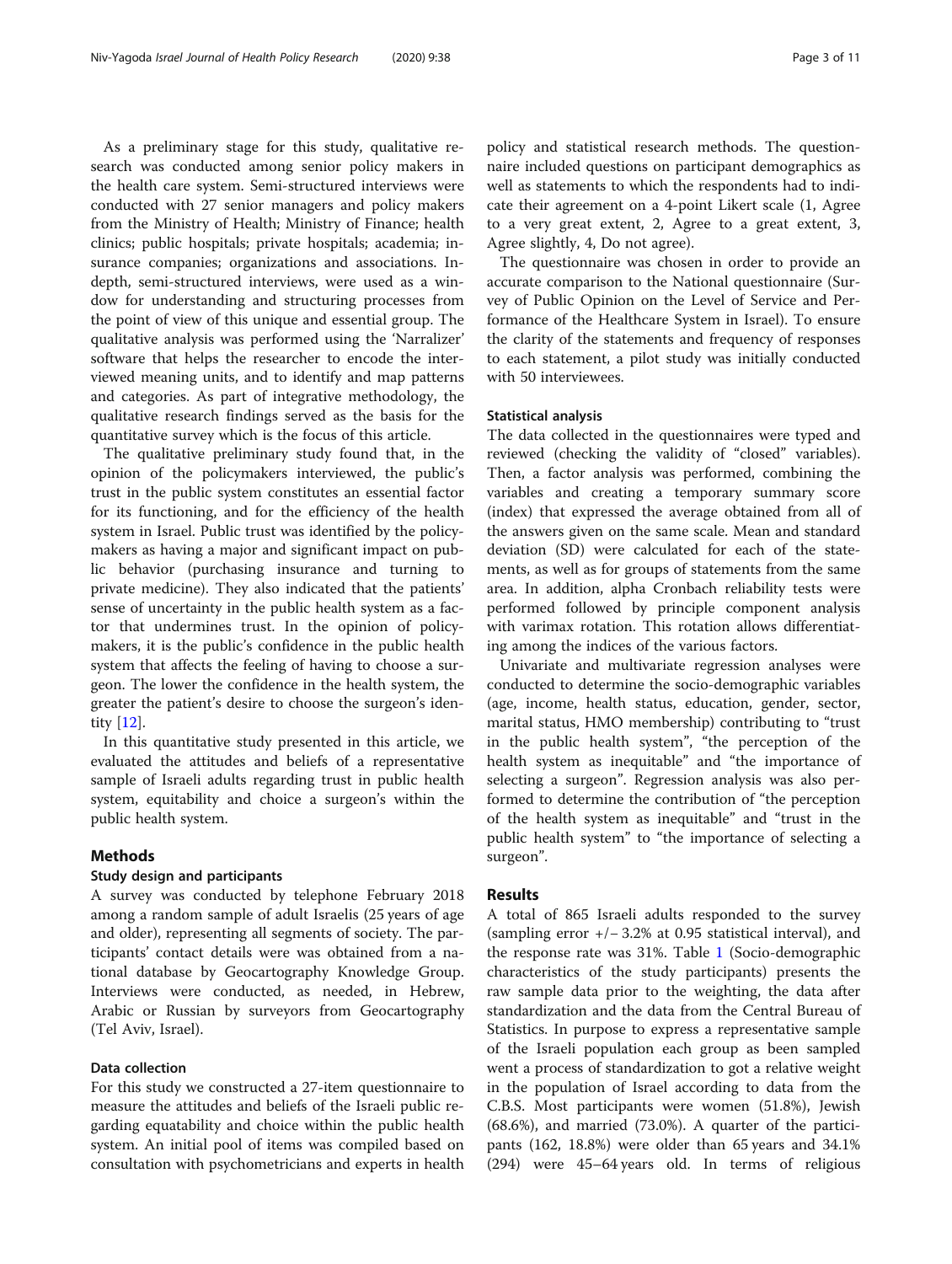As a preliminary stage for this study, qualitative research was conducted among senior policy makers in the health care system. Semi-structured interviews were conducted with 27 senior managers and policy makers from the Ministry of Health; Ministry of Finance; health clinics; public hospitals; private hospitals; academia; insurance companies; organizations and associations. In-depth, semi-structured interviews, were used as a window for understanding and structuring processes from the point of view of this unique and essential group. The qualitative analysis was performed using the 'Narralizer' software that helps the researcher to encode the interviewed meaning units, and to identify and map patterns and categories. As part of integrative methodology, the qualitative research findings served as the basis for the quantitative survey which is the focus of this article.

The qualitative preliminary study found that, in the opinion of the policymakers interviewed, the public's trust in the public system constitutes an essential factor for its functioning, and for the efficiency of the health system in Israel. Public trust was identified by the policymakers as having a major and significant impact on public behavior (purchasing insurance and turning to private medicine). They also indicated that the patients' sense of uncertainty in the public health system as a factor that undermines trust. In the opinion of policymakers, it is the public's confidence in the public health system that affects the feeling of having to choose a surgeon. The lower the confidence in the health system, the greater the patient's desire to choose the surgeon's identity [12].

In this quantitative study presented in this article, we evaluated the attitudes and beliefs of a representative sample of Israeli adults regarding trust in public health system, equitability and choice a surgeon's within the public health system.

## Methods

### Study design and participants

A survey was conducted by telephone February 2018 among a random sample of adult Israelis (25 years of age and older), representing all segments of society. The participants' contact details were was obtained from a national database by Geocartography Knowledge Group. Interviews were conducted, as needed, in Hebrew, Arabic or Russian by surveyors from Geocartography (Tel Aviv, Israel).

### Data collection

For this study we constructed a 27-item questionnaire to measure the attitudes and beliefs of the Israeli public regarding equatability and choice within the public health system. An initial pool of items was compiled based on consultation with psychometricians and experts in health policy and statistical research methods. The questionnaire included questions on participant demographics as well as statements to which the respondents had to indicate their agreement on a 4-point Likert scale (1, Agree to a very great extent, 2, Agree to a great extent, 3, Agree slightly, 4, Do not agree).

The questionnaire was chosen in order to provide an accurate comparison to the National questionnaire (Survey of Public Opinion on the Level of Service and Performance of the Healthcare System in Israel). To ensure the clarity of the statements and frequency of responses to each statement, a pilot study was initially conducted with 50 interviewees.

### Statistical analysis

The data collected in the questionnaires were typed and reviewed (checking the validity of "closed" variables). Then, a factor analysis was performed, combining the variables and creating a temporary summary score (index) that expressed the average obtained from all of the answers given on the same scale. Mean and standard deviation (SD) were calculated for each of the statements, as well as for groups of statements from the same area. In addition, alpha Cronbach reliability tests were performed followed by principle component analysis with varimax rotation. This rotation allows differentiating among the indices of the various factors.

Univariate and multivariate regression analyses were conducted to determine the socio-demographic variables (age, income, health status, education, gender, sector, marital status, HMO membership) contributing to "trust in the public health system", "the perception of the health system as inequitable" and "the importance of selecting a surgeon". Regression analysis was also performed to determine the contribution of "the perception of the health system as inequitable" and "trust in the public health system" to "the importance of selecting a surgeon".

## Results

A total of 865 Israeli adults responded to the survey (sampling error +/− 3.2% at 0.95 statistical interval), and the response rate was 31%. Table 1 (Socio-demographic characteristics of the study participants) presents the raw sample data prior to the weighting, the data after standardization and the data from the Central Bureau of Statistics. In purpose to express a representative sample of the Israeli population each group as been sampled went a process of standardization to got a relative weight in the population of Israel according to data from the C.B.S. Most participants were women (51.8%), Jewish (68.6%), and married (73.0%). A quarter of the participants (162, 18.8%) were older than 65 years and 34.1% (294) were 45–64 years old. In terms of religious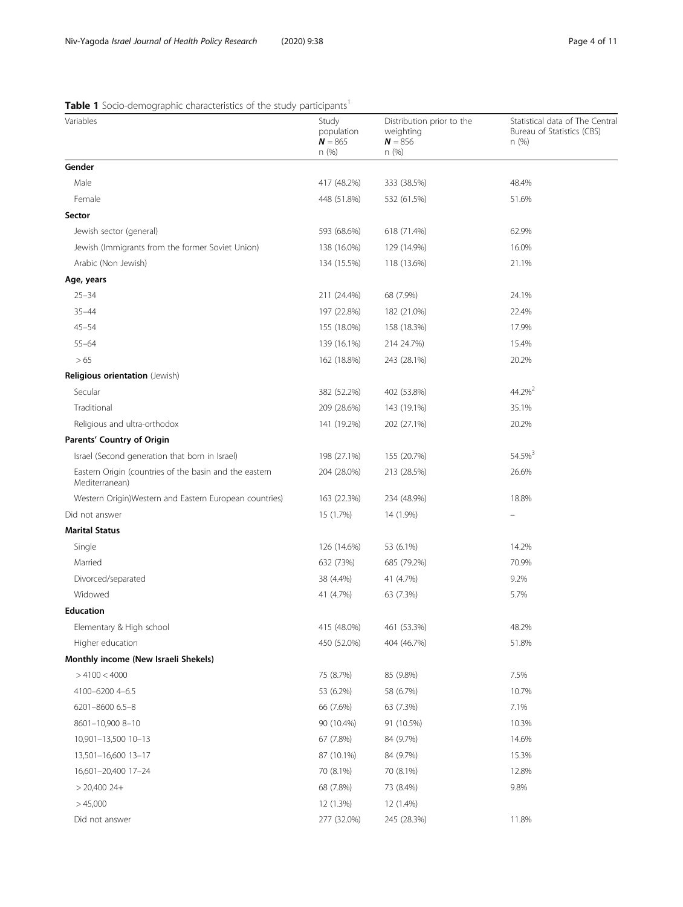**Table 1** Socio-demographic characteristics of the study participants[1]

| Variables | Study population $N = 865$ n (%) | Distribution prior to the weighting $N = 856$ n (%) | Statistical data of The Central Bureau of Statistics (CBS) n (%) |
|---|---|---|---|
| **Gender** | | | |
| Male | 417 (48.2%) | 333 (38.5%) | 48.4% |
| Female | 448 (51.8%) | 532 (61.5%) | 51.6% |
| **Sector** | | | |
| Jewish sector (general) | 593 (68.6%) | 618 (71.4%) | 62.9% |
| Jewish (Immigrants from the former Soviet Union) | 138 (16.0%) | 129 (14.9%) | 16.0% |
| Arabic (Non Jewish) | 134 (15.5%) | 118 (13.6%) | 21.1% |
| **Age, years** | | | |
| 25–34 | 211 (24.4%) | 68 (7.9%) | 24.1% |
| 35–44 | 197 (22.8%) | 182 (21.0%) | 22.4% |
| 45–54 | 155 (18.0%) | 158 (18.3%) | 17.9% |
| 55–64 | 139 (16.1%) | 214 24.7%) | 15.4% |
| > 65 | 162 (18.8%) | 243 (28.1%) | 20.2% |
| **Religious orientation** (Jewish) | | | |
| Secular | 382 (52.2%) | 402 (53.8%) | 44.2%[2] |
| Traditional | 209 (28.6%) | 143 (19.1%) | 35.1% |
| Religious and ultra-orthodox | 141 (19.2%) | 202 (27.1%) | 20.2% |
| **Parents' Country of Origin** | | | |
| Israel (Second generation that born in Israel) | 198 (27.1%) | 155 (20.7%) | 54.5%[3] |
| Eastern Origin (countries of the basin and the eastern Mediterranean) | 204 (28.0%) | 213 (28.5%) | 26.6% |
| Western Origin)Western and Eastern European countries) | 163 (22.3%) | 234 (48.9%) | 18.8% |
| Did not answer | 15 (1.7%) | 14 (1.9%) | – |
| **Marital Status** | | | |
| Single | 126 (14.6%) | 53 (6.1%) | 14.2% |
| Married | 632 (73%) | 685 (79.2%) | 70.9% |
| Divorced/separated | 38 (4.4%) | 41 (4.7%) | 9.2% |
| Widowed | 41 (4.7%) | 63 (7.3%) | 5.7% |
| **Education** | | | |
| Elementary & High school | 415 (48.0%) | 461 (53.3%) | 48.2% |
| Higher education | 450 (52.0%) | 404 (46.7%) | 51.8% |
| **Monthly income (New Israeli Shekels)** | | | |
| > 4100 < 4000 | 75 (8.7%) | 85 (9.8%) | 7.5% |
| 4100–6200 4–6.5 | 53 (6.2%) | 58 (6.7%) | 10.7% |
| 6201–8600 6.5–8 | 66 (7.6%) | 63 (7.3%) | 7.1% |
| 8601–10,900 8–10 | 90 (10.4%) | 91 (10.5%) | 10.3% |
| 10,901–13,500 10–13 | 67 (7.8%) | 84 (9.7%) | 14.6% |
| 13,501–16,600 13–17 | 87 (10.1%) | 84 (9.7%) | 15.3% |
| 16,601–20,400 17–24 | 70 (8.1%) | 70 (8.1%) | 12.8% |
| > 20,400 24+ | 68 (7.8%) | 73 (8.4%) | 9.8% |
| > 45,000 | 12 (1.3%) | 12 (1.4%) | |
| Did not answer | 277 (32.0%) | 245 (28.3%) | 11.8% |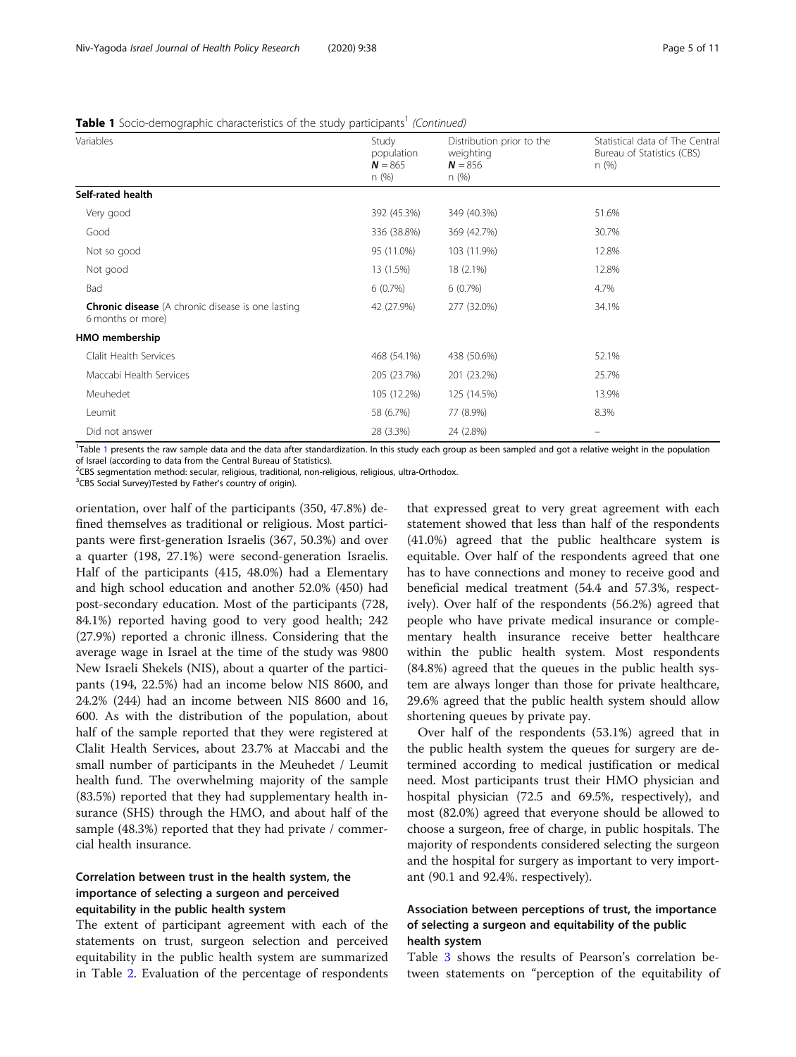**Table 1** Socio-demographic characteristics of the study participants[1] *(Continued)*

| Variables | Study population $N = 865$ n (%) | Distribution prior to the weighting $N = 856$ n (%) | Statistical data of The Central Bureau of Statistics (CBS) n (%) |
|---|---|---|---|
| **Self-rated health** | | | |
| Very good | 392 (45.3%) | 349 (40.3%) | 51.6% |
| Good | 336 (38.8%) | 369 (42.7%) | 30.7% |
| Not so good | 95 (11.0%) | 103 (11.9%) | 12.8% |
| Not good | 13 (1.5%) | 18 (2.1%) | 12.8% |
| Bad | 6 (0.7%) | 6 (0.7%) | 4.7% |
| **Chronic disease** (A chronic disease is one lasting 6 months or more) | 42 (27.9%) | 277 (32.0%) | 34.1% |
| **HMO membership** | | | |
| Clalit Health Services | 468 (54.1%) | 438 (50.6%) | 52.1% |
| Maccabi Health Services | 205 (23.7%) | 201 (23.2%) | 25.7% |
| Meuhedet | 105 (12.2%) | 125 (14.5%) | 13.9% |
| Leumit | 58 (6.7%) | 77 (8.9%) | 8.3% |
| Did not answer | 28 (3.3%) | 24 (2.8%) | – |

[1]Table 1 presents the raw sample data and the data after standardization. In this study each group as been sampled and got a relative weight in the population of Israel (according to data from the Central Bureau of Statistics).
[2]CBS segmentation method: secular, religious, traditional, non-religious, religious, ultra-Orthodox.
[3]CBS Social Survey)Tested by Father's country of origin).

orientation, over half of the participants (350, 47.8%) defined themselves as traditional or religious. Most participants were first-generation Israelis (367, 50.3%) and over a quarter (198, 27.1%) were second-generation Israelis. Half of the participants (415, 48.0%) had a Elementary and high school education and another 52.0% (450) had post-secondary education. Most of the participants (728, 84.1%) reported having good to very good health; 242 (27.9%) reported a chronic illness. Considering that the average wage in Israel at the time of the study was 9800 New Israeli Shekels (NIS), about a quarter of the participants (194, 22.5%) had an income below NIS 8600, and 24.2% (244) had an income between NIS 8600 and 16, 600. As with the distribution of the population, about half of the sample reported that they were registered at Clalit Health Services, about 23.7% at Maccabi and the small number of participants in the Meuhedet / Leumit health fund. The overwhelming majority of the sample (83.5%) reported that they had supplementary health insurance (SHS) through the HMO, and about half of the sample (48.3%) reported that they had private / commercial health insurance.

## Correlation between trust in the health system, the importance of selecting a surgeon and perceived equitability in the public health system

The extent of participant agreement with each of the statements on trust, surgeon selection and perceived equitability in the public health system are summarized in Table 2. Evaluation of the percentage of respondents that expressed great to very great agreement with each statement showed that less than half of the respondents (41.0%) agreed that the public healthcare system is equitable. Over half of the respondents agreed that one has to have connections and money to receive good and beneficial medical treatment (54.4 and 57.3%, respectively). Over half of the respondents (56.2%) agreed that people who have private medical insurance or complementary health insurance receive better healthcare within the public health system. Most respondents (84.8%) agreed that the queues in the public health system are always longer than those for private healthcare, 29.6% agreed that the public health system should allow shortening queues by private pay.

Over half of the respondents (53.1%) agreed that in the public health system the queues for surgery are determined according to medical justification or medical need. Most participants trust their HMO physician and hospital physician (72.5 and 69.5%, respectively), and most (82.0%) agreed that everyone should be allowed to choose a surgeon, free of charge, in public hospitals. The majority of respondents considered selecting the surgeon and the hospital for surgery as important to very important (90.1 and 92.4%. respectively).

## Association between perceptions of trust, the importance of selecting a surgeon and equitability of the public health system

Table 3 shows the results of Pearson's correlation between statements on "perception of the equitability of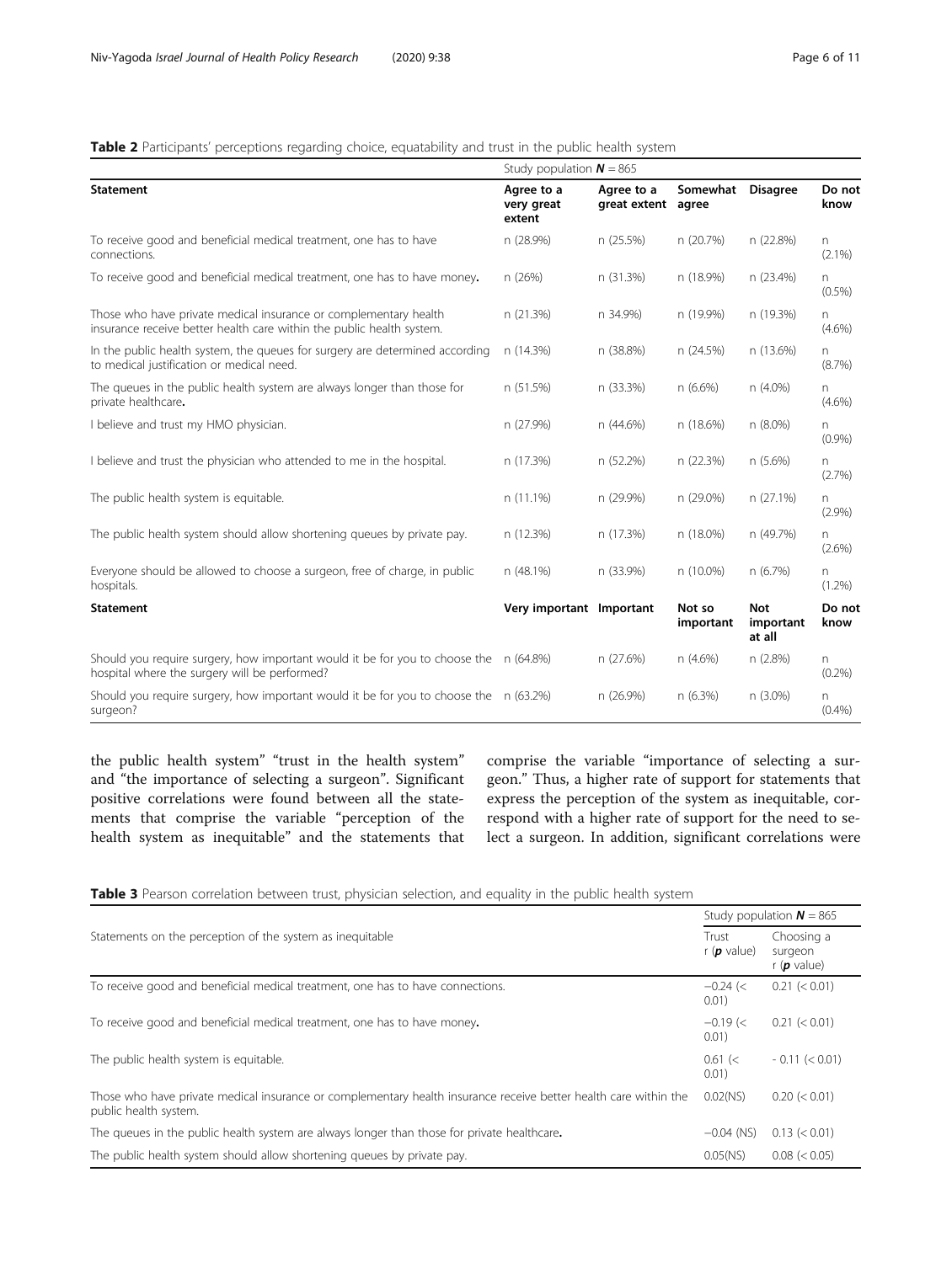**Table 2** Participants' perceptions regarding choice, equatability and trust in the public health system

| | Study population $N = 865$ | | | | |
|---|---|---|---|---|---|
| **Statement** | **Agree to a very great extent** | **Agree to a great extent** | **Somewhat agree** | **Disagree** | **Do not know** |
| To receive good and beneficial medical treatment, one has to have connections. | n (28.9%) | n (25.5%) | n (20.7%) | n (22.8%) | n (2.1%) |
| To receive good and beneficial medical treatment, one has to have money**.** | n (26%) | n (31.3%) | n (18.9%) | n (23.4%) | n (0.5%) |
| Those who have private medical insurance or complementary health insurance receive better health care within the public health system. | n (21.3%) | n 34.9%) | n (19.9%) | n (19.3%) | n (4.6%) |
| In the public health system, the queues for surgery are determined according to medical justification or medical need. | n (14.3%) | n (38.8%) | n (24.5%) | n (13.6%) | n (8.7%) |
| The queues in the public health system are always longer than those for private healthcare**.** | n (51.5%) | n (33.3%) | n (6.6%) | n (4.0%) | n (4.6%) |
| I believe and trust my HMO physician. | n (27.9%) | n (44.6%) | n (18.6%) | n (8.0%) | n (0.9%) |
| I believe and trust the physician who attended to me in the hospital. | n (17.3%) | n (52.2%) | n (22.3%) | n (5.6%) | n (2.7%) |
| The public health system is equitable. | n (11.1%) | n (29.9%) | n (29.0%) | n (27.1%) | n (2.9%) |
| The public health system should allow shortening queues by private pay. | n (12.3%) | n (17.3%) | n (18.0%) | n (49.7%) | n (2.6%) |
| Everyone should be allowed to choose a surgeon, free of charge, in public hospitals. | n (48.1%) | n (33.9%) | n (10.0%) | n (6.7%) | n (1.2%) |
| **Statement** | **Very important** | **Important** | **Not so important** | **Not important at all** | **Do not know** |
| Should you require surgery, how important would it be for you to choose the hospital where the surgery will be performed? | n (64.8%) | n (27.6%) | n (4.6%) | n (2.8%) | n (0.2%) |
| Should you require surgery, how important would it be for you to choose the surgeon? | n (63.2%) | n (26.9%) | n (6.3%) | n (3.0%) | n (0.4%) |

the public health system" "trust in the health system" and "the importance of selecting a surgeon". Significant positive correlations were found between all the statements that comprise the variable "perception of the health system as inequitable" and the statements that comprise the variable "importance of selecting a surgeon." Thus, a higher rate of support for statements that express the perception of the system as inequitable, correspond with a higher rate of support for the need to select a surgeon. In addition, significant correlations were

**Table 3** Pearson correlation between trust, physician selection, and equality in the public health system

| | Study population $N = 865$ | |
|---|---|---|
| Statements on the perception of the system as inequitable | Trust r (*p* value) | Choosing a surgeon r (*p* value) |
| To receive good and beneficial medical treatment, one has to have connections. | −0.24 (< 0.01) | 0.21 (< 0.01) |
| To receive good and beneficial medical treatment, one has to have money**.** | −0.19 (< 0.01) | 0.21 (< 0.01) |
| The public health system is equitable. | 0.61 (< 0.01) | - 0.11 (< 0.01) |
| Those who have private medical insurance or complementary health insurance receive better health care within the public health system. | 0.02(NS) | 0.20 (< 0.01) |
| The queues in the public health system are always longer than those for private healthcare**.** | −0.04 (NS) | 0.13 (< 0.01) |
| The public health system should allow shortening queues by private pay. | 0.05(NS) | 0.08 (< 0.05) |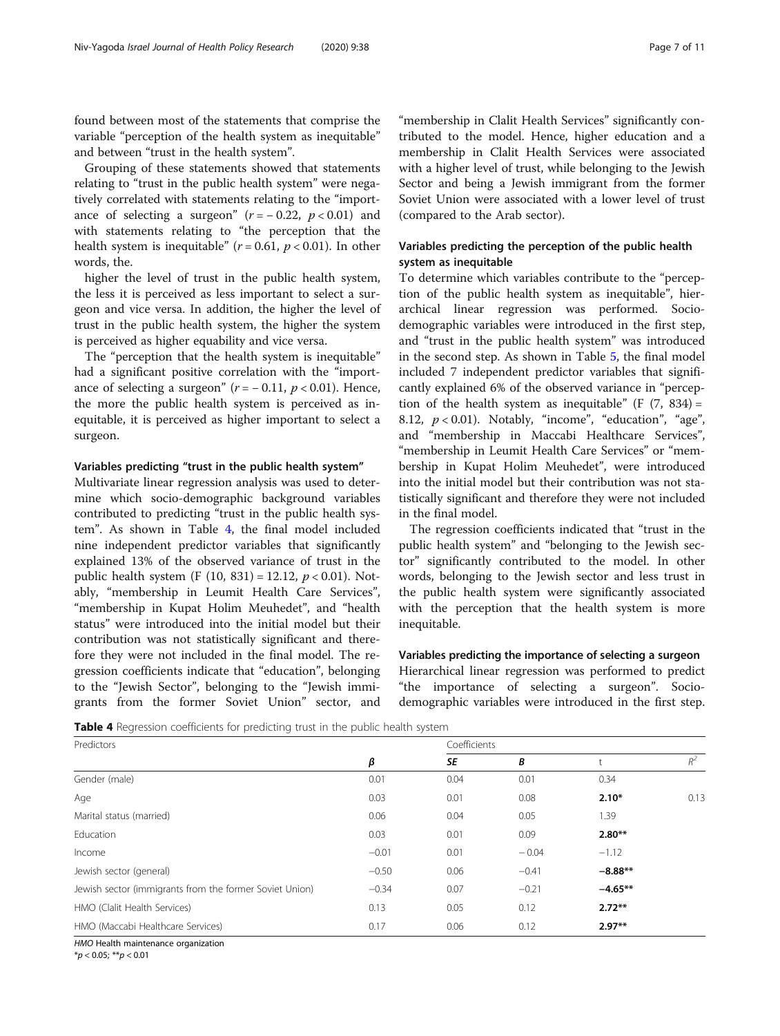found between most of the statements that comprise the variable "perception of the health system as inequitable" and between "trust in the health system".

Grouping of these statements showed that statements relating to "trust in the public health system" were negatively correlated with statements relating to the "importance of selecting a surgeon" ($r = -0.22$, $p < 0.01$) and with statements relating to "the perception that the health system is inequitable" ($r = 0.61$, $p < 0.01$). In other words, the.

higher the level of trust in the public health system, the less it is perceived as less important to select a surgeon and vice versa. In addition, the higher the level of trust in the public health system, the higher the system is perceived as higher equability and vice versa.

The "perception that the health system is inequitable" had a significant positive correlation with the "importance of selecting a surgeon" ($r = -0.11$, $p < 0.01$). Hence, the more the public health system is perceived as inequitable, it is perceived as higher important to select a surgeon.

#### Variables predicting "trust in the public health system"

Multivariate linear regression analysis was used to determine which socio-demographic background variables contributed to predicting "trust in the public health system". As shown in Table 4, the final model included nine independent predictor variables that significantly explained 13% of the observed variance of trust in the public health system ($F\ (10,\ 831) = 12.12$, $p < 0.01$). Notably, "membership in Leumit Health Care Services", "membership in Kupat Holim Meuhedet", and "health status" were introduced into the initial model but their contribution was not statistically significant and therefore they were not included in the final model. The regression coefficients indicate that "education", belonging to the "Jewish Sector", belonging to the "Jewish immigrants from the former Soviet Union" sector, and "membership in Clalit Health Services" significantly contributed to the model. Hence, higher education and a membership in Clalit Health Services were associated with a higher level of trust, while belonging to the Jewish Sector and being a Jewish immigrant from the former Soviet Union were associated with a lower level of trust (compared to the Arab sector).

#### Variables predicting the perception of the public health system as inequitable

To determine which variables contribute to the "perception of the public health system as inequitable", hierarchical linear regression was performed. Socio-demographic variables were introduced in the first step, and "trust in the public health system" was introduced in the second step. As shown in Table 5, the final model included 7 independent predictor variables that significantly explained 6% of the observed variance in "perception of the health system as inequitable" ($F\ (7,\ 834) = 8.12$, $p < 0.01$). Notably, "income", "education", "age", and "membership in Maccabi Healthcare Services", "membership in Leumit Health Care Services" or "membership in Kupat Holim Meuhedet", were introduced into the initial model but their contribution was not statistically significant and therefore they were not included in the final model.

The regression coefficients indicated that "trust in the public health system" and "belonging to the Jewish sector" significantly contributed to the model. In other words, belonging to the Jewish sector and less trust in the public health system were significantly associated with the perception that the health system is more inequitable.

#### Variables predicting the importance of selecting a surgeon

Hierarchical linear regression was performed to predict "the importance of selecting a surgeon". Socio-demographic variables were introduced in the first step.

**Table 4** Regression coefficients for predicting trust in the public health system

| Predictors | Coefficients | | | | |
|---|---|---|---|---|---|
| | *β* | *SE* | *B* | t | $R^2$ |
| Gender (male) | 0.01 | 0.04 | 0.01 | 0.34 | |
| Age | 0.03 | 0.01 | 0.08 | **2.10*** | 0.13 |
| Marital status (married) | 0.06 | 0.04 | 0.05 | 1.39 | |
| Education | 0.03 | 0.01 | 0.09 | **2.80**** | |
| Income | −0.01 | 0.01 | − 0.04 | −1.12 | |
| Jewish sector (general) | −0.50 | 0.06 | −0.41 | **−8.88**** | |
| Jewish sector (immigrants from the former Soviet Union) | −0.34 | 0.07 | −0.21 | **−4.65**** | |
| HMO (Clalit Health Services) | 0.13 | 0.05 | 0.12 | **2.72**** | |
| HMO (Maccabi Healthcare Services) | 0.17 | 0.06 | 0.12 | **2.97**** | |

*HMO* Health maintenance organization

*$p < 0.05$; **$p < 0.01$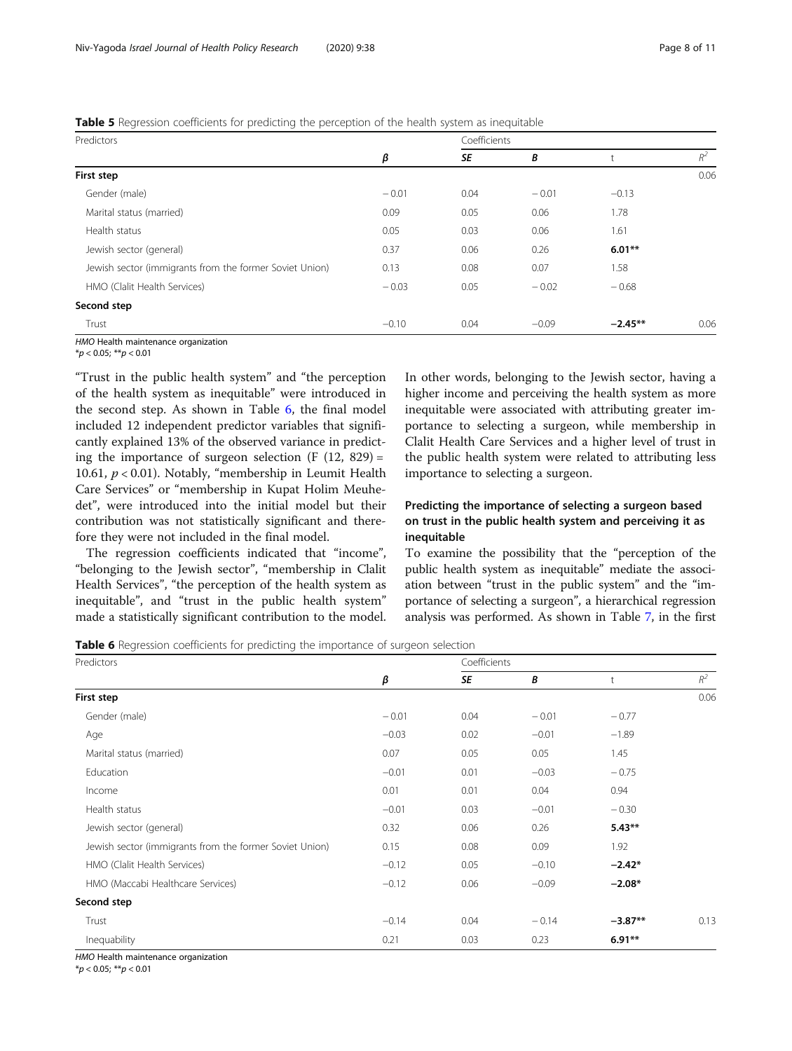**Table 5** Regression coefficients for predicting the perception of the health system as inequitable

| Predictors | Coefficients | | | | |
|---|---|---|---|---|---|
| | *β* | *SE* | *B* | t | $R^2$ |
| **First step** | | | | | 0.06 |
| Gender (male) | − 0.01 | 0.04 | − 0.01 | −0.13 | |
| Marital status (married) | 0.09 | 0.05 | 0.06 | 1.78 | |
| Health status | 0.05 | 0.03 | 0.06 | 1.61 | |
| Jewish sector (general) | 0.37 | 0.06 | 0.26 | **6.01**** | |
| Jewish sector (immigrants from the former Soviet Union) | 0.13 | 0.08 | 0.07 | 1.58 | |
| HMO (Clalit Health Services) | − 0.03 | 0.05 | − 0.02 | − 0.68 | |
| **Second step** | | | | | |
| Trust | −0.10 | 0.04 | −0.09 | **−2.45**** | 0.06 |

*HMO* Health maintenance organization
*$p < 0.05$; **$p < 0.01$

"Trust in the public health system" and "the perception of the health system as inequitable" were introduced in the second step. As shown in Table 6, the final model included 12 independent predictor variables that significantly explained 13% of the observed variance in predicting the importance of surgeon selection ($F$ (12, 829) = 10.61, $p < 0.01$). Notably, "membership in Leumit Health Care Services" or "membership in Kupat Holim Meuhedet", were introduced into the initial model but their contribution was not statistically significant and therefore they were not included in the final model.

The regression coefficients indicated that "income", "belonging to the Jewish sector", "membership in Clalit Health Services", "the perception of the health system as inequitable", and "trust in the public health system" made a statistically significant contribution to the model. In other words, belonging to the Jewish sector, having a higher income and perceiving the health system as more inequitable were associated with attributing greater importance to selecting a surgeon, while membership in Clalit Health Care Services and a higher level of trust in the public health system were related to attributing less importance to selecting a surgeon.

### Predicting the importance of selecting a surgeon based on trust in the public health system and perceiving it as inequitable

To examine the possibility that the "perception of the public health system as inequitable" mediate the association between "trust in the public system" and the "importance of selecting a surgeon", a hierarchical regression analysis was performed. As shown in Table 7, in the first

**Table 6** Regression coefficients for predicting the importance of surgeon selection

| Predictors | Coefficients | | | | |
|---|---|---|---|---|---|
| | *β* | *SE* | *B* | t | $R^2$ |
| **First step** | | | | | 0.06 |
| Gender (male) | − 0.01 | 0.04 | − 0.01 | − 0.77 | |
| Age | −0.03 | 0.02 | −0.01 | −1.89 | |
| Marital status (married) | 0.07 | 0.05 | 0.05 | 1.45 | |
| Education | −0.01 | 0.01 | −0.03 | − 0.75 | |
| Income | 0.01 | 0.01 | 0.04 | 0.94 | |
| Health status | −0.01 | 0.03 | −0.01 | − 0.30 | |
| Jewish sector (general) | 0.32 | 0.06 | 0.26 | **5.43**** | |
| Jewish sector (immigrants from the former Soviet Union) | 0.15 | 0.08 | 0.09 | 1.92 | |
| HMO (Clalit Health Services) | −0.12 | 0.05 | −0.10 | **−2.42*** | |
| HMO (Maccabi Healthcare Services) | −0.12 | 0.06 | −0.09 | **−2.08*** | |
| **Second step** | | | | | |
| Trust | −0.14 | 0.04 | − 0.14 | **−3.87**** | 0.13 |
| Inequability | 0.21 | 0.03 | 0.23 | **6.91**** | |

*HMO* Health maintenance organization
*$p < 0.05$; **$p < 0.01$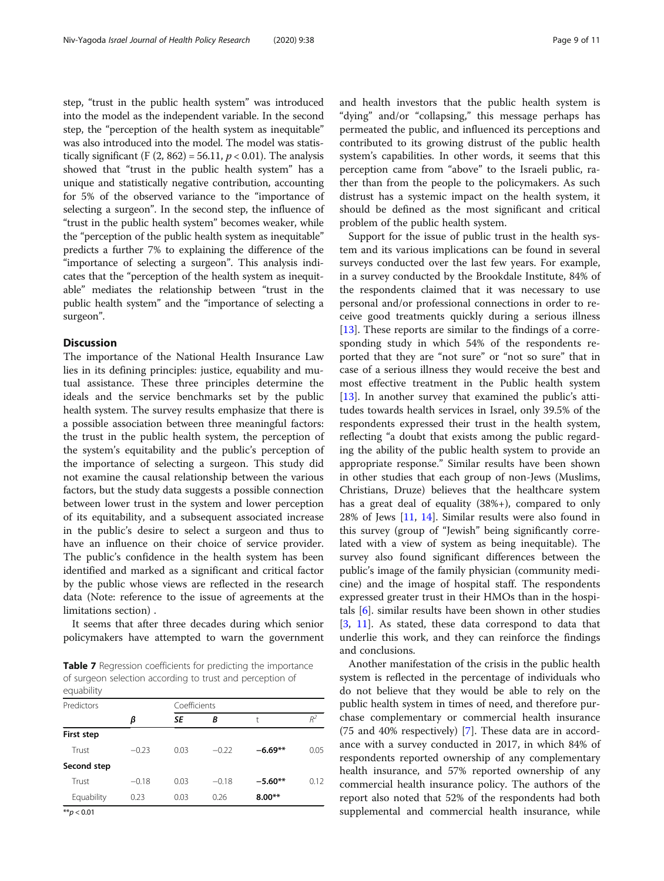step, "trust in the public health system" was introduced into the model as the independent variable. In the second step, the "perception of the health system as inequitable" was also introduced into the model. The model was statistically significant ($F(2, 862) = 56.11$, $p < 0.01$). The analysis showed that "trust in the public health system" has a unique and statistically negative contribution, accounting for 5% of the observed variance to the "importance of selecting a surgeon". In the second step, the influence of "trust in the public health system" becomes weaker, while the "perception of the public health system as inequitable" predicts a further 7% to explaining the difference of the "importance of selecting a surgeon". This analysis indicates that the "perception of the health system as inequitable" mediates the relationship between "trust in the public health system" and the "importance of selecting a surgeon".

## Discussion

The importance of the National Health Insurance Law lies in its defining principles: justice, equability and mutual assistance. These three principles determine the ideals and the service benchmarks set by the public health system. The survey results emphasize that there is a possible association between three meaningful factors: the trust in the public health system, the perception of the system's equitability and the public's perception of the importance of selecting a surgeon. This study did not examine the causal relationship between the various factors, but the study data suggests a possible connection between lower trust in the system and lower perception of its equitability, and a subsequent associated increase in the public's desire to select a surgeon and thus to have an influence on their choice of service provider. The public's confidence in the health system has been identified and marked as a significant and critical factor by the public whose views are reflected in the research data (Note: reference to the issue of agreements at the limitations section) .

It seems that after three decades during which senior policymakers have attempted to warn the government and health investors that the public health system is "dying" and/or "collapsing," this message perhaps has permeated the public, and influenced its perceptions and contributed to its growing distrust of the public health system's capabilities. In other words, it seems that this perception came from "above" to the Israeli public, rather than from the people to the policymakers. As such distrust has a systemic impact on the health system, it should be defined as the most significant and critical problem of the public health system.

Support for the issue of public trust in the health system and its various implications can be found in several surveys conducted over the last few years. For example, in a survey conducted by the Brookdale Institute, 84% of the respondents claimed that it was necessary to use personal and/or professional connections in order to receive good treatments quickly during a serious illness [13]. These reports are similar to the findings of a corresponding study in which 54% of the respondents reported that they are "not sure" or "not so sure" that in case of a serious illness they would receive the best and most effective treatment in the Public health system [13]. In another survey that examined the public's attitudes towards health services in Israel, only 39.5% of the respondents expressed their trust in the health system, reflecting "a doubt that exists among the public regarding the ability of the public health system to provide an appropriate response." Similar results have been shown in other studies that each group of non-Jews (Muslims, Christians, Druze) believes that the healthcare system has a great deal of equality (38%+), compared to only 28% of Jews [11, 14]. Similar results were also found in this survey (group of "Jewish" being significantly correlated with a view of system as being inequitable). The survey also found significant differences between the public's image of the family physician (community medicine) and the image of hospital staff. The respondents expressed greater trust in their HMOs than in the hospitals [6]. similar results have been shown in other studies [3, 11]. As stated, these data correspond to data that underlie this work, and they can reinforce the findings and conclusions.

Another manifestation of the crisis in the public health system is reflected in the percentage of individuals who do not believe that they would be able to rely on the public health system in times of need, and therefore purchase complementary or commercial health insurance (75 and 40% respectively) [7]. These data are in accordance with a survey conducted in 2017, in which 84% of respondents reported ownership of any complementary health insurance, and 57% reported ownership of any commercial health insurance policy. The authors of the report also noted that 52% of the respondents had both supplemental and commercial health insurance, while

**Table 7** Regression coefficients for predicting the importance of surgeon selection according to trust and perception of equability

| Predictors | Coefficients | | | | |
|---|---|---|---|---|---|
| | $\beta$ | *SE* | *B* | t | $R^2$ |
| **First step** | | | | | |
| Trust | −0.23 | 0.03 | −0.22 | **−6.69\*\*** | 0.05 |
| **Second step** | | | | | |
| Trust | −0.18 | 0.03 | −0.18 | **−5.60\*\*** | 0.12 |
| Equability | 0.23 | 0.03 | 0.26 | **8.00\*\*** | |

**$p < 0.01$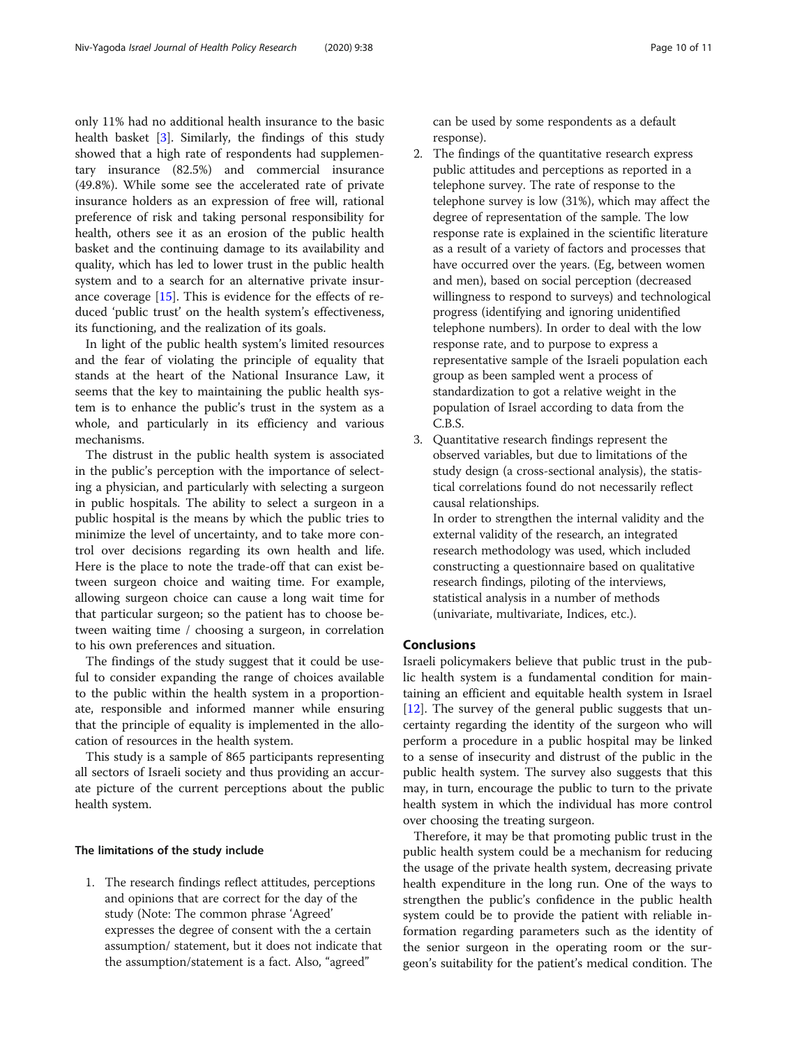only 11% had no additional health insurance to the basic health basket [3]. Similarly, the findings of this study showed that a high rate of respondents had supplementary insurance (82.5%) and commercial insurance (49.8%). While some see the accelerated rate of private insurance holders as an expression of free will, rational preference of risk and taking personal responsibility for health, others see it as an erosion of the public health basket and the continuing damage to its availability and quality, which has led to lower trust in the public health system and to a search for an alternative private insurance coverage [15]. This is evidence for the effects of reduced 'public trust' on the health system's effectiveness, its functioning, and the realization of its goals.

In light of the public health system's limited resources and the fear of violating the principle of equality that stands at the heart of the National Insurance Law, it seems that the key to maintaining the public health system is to enhance the public's trust in the system as a whole, and particularly in its efficiency and various mechanisms.

The distrust in the public health system is associated in the public's perception with the importance of selecting a physician, and particularly with selecting a surgeon in public hospitals. The ability to select a surgeon in a public hospital is the means by which the public tries to minimize the level of uncertainty, and to take more control over decisions regarding its own health and life. Here is the place to note the trade-off that can exist between surgeon choice and waiting time. For example, allowing surgeon choice can cause a long wait time for that particular surgeon; so the patient has to choose between waiting time / choosing a surgeon, in correlation to his own preferences and situation.

The findings of the study suggest that it could be useful to consider expanding the range of choices available to the public within the health system in a proportionate, responsible and informed manner while ensuring that the principle of equality is implemented in the allocation of resources in the health system.

This study is a sample of 865 participants representing all sectors of Israeli society and thus providing an accurate picture of the current perceptions about the public health system.

#### The limitations of the study include

1. The research findings reflect attitudes, perceptions and opinions that are correct for the day of the study (Note: The common phrase 'Agreed' expresses the degree of consent with the a certain assumption/ statement, but it does not indicate that the assumption/statement is a fact. Also, "agreed" can be used by some respondents as a default response).
2. The findings of the quantitative research express public attitudes and perceptions as reported in a telephone survey. The rate of response to the telephone survey is low (31%), which may affect the degree of representation of the sample. The low response rate is explained in the scientific literature as a result of a variety of factors and processes that have occurred over the years. (Eg, between women and men), based on social perception (decreased willingness to respond to surveys) and technological progress (identifying and ignoring unidentified telephone numbers). In order to deal with the low response rate, and to purpose to express a representative sample of the Israeli population each group as been sampled went a process of standardization to got a relative weight in the population of Israel according to data from the C.B.S.
3. Quantitative research findings represent the observed variables, but due to limitations of the study design (a cross-sectional analysis), the statistical correlations found do not necessarily reflect causal relationships.

   In order to strengthen the internal validity and the external validity of the research, an integrated research methodology was used, which included constructing a questionnaire based on qualitative research findings, piloting of the interviews, statistical analysis in a number of methods (univariate, multivariate, Indices, etc.).

## Conclusions

Israeli policymakers believe that public trust in the public health system is a fundamental condition for maintaining an efficient and equitable health system in Israel [12]. The survey of the general public suggests that uncertainty regarding the identity of the surgeon who will perform a procedure in a public hospital may be linked to a sense of insecurity and distrust of the public in the public health system. The survey also suggests that this may, in turn, encourage the public to turn to the private health system in which the individual has more control over choosing the treating surgeon.

Therefore, it may be that promoting public trust in the public health system could be a mechanism for reducing the usage of the private health system, decreasing private health expenditure in the long run. One of the ways to strengthen the public's confidence in the public health system could be to provide the patient with reliable information regarding parameters such as the identity of the senior surgeon in the operating room or the surgeon's suitability for the patient's medical condition. The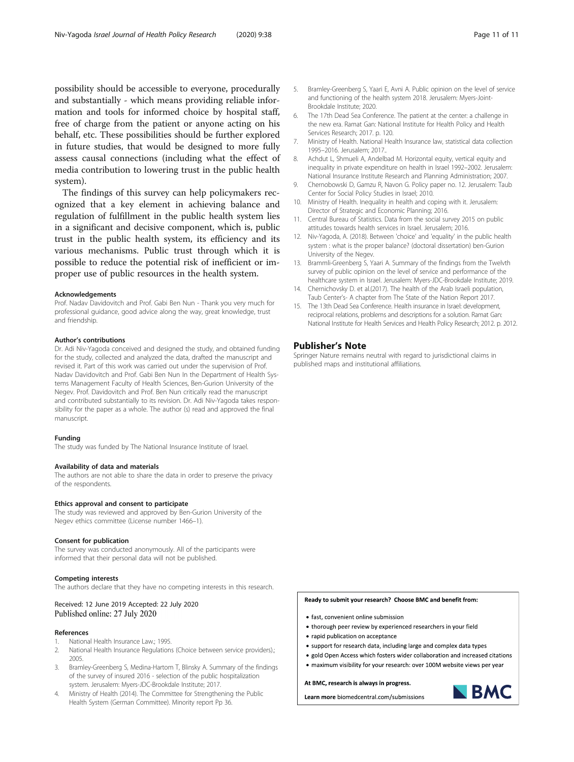possibility should be accessible to everyone, procedurally and substantially - which means providing reliable information and tools for informed choice by hospital staff, free of charge from the patient or anyone acting on his behalf, etc. These possibilities should be further explored in future studies, that would be designed to more fully assess causal connections (including what the effect of media contribution to lowering trust in the public health system).

The findings of this survey can help policymakers recognized that a key element in achieving balance and regulation of fulfillment in the public health system lies in a significant and decisive component, which is, public trust in the public health system, its efficiency and its various mechanisms. Public trust through which it is possible to reduce the potential risk of inefficient or improper use of public resources in the health system.

#### Acknowledgements

Prof. Nadav Davidovitch and Prof. Gabi Ben Nun - Thank you very much for professional guidance, good advice along the way, great knowledge, trust and friendship.

#### Author's contributions

Dr. Adi Niv-Yagoda conceived and designed the study, and obtained funding for the study, collected and analyzed the data, drafted the manuscript and revised it. Part of this work was carried out under the supervision of Prof. Nadav Davidovitch and Prof. Gabi Ben Nun In the Department of Health Systems Management Faculty of Health Sciences, Ben-Gurion University of the Negev. Prof. Davidovitch and Prof. Ben Nun critically read the manuscript and contributed substantially to its revision. Dr. Adi Niv-Yagoda takes responsibility for the paper as a whole. The author (s) read and approved the final manuscript.

#### Funding

The study was funded by The National Insurance Institute of Israel.

#### Availability of data and materials

The authors are not able to share the data in order to preserve the privacy of the respondents.

#### Ethics approval and consent to participate

The study was reviewed and approved by Ben-Gurion University of the Negev ethics committee (License number 1466–1).

#### Consent for publication

The survey was conducted anonymously. All of the participants were informed that their personal data will not be published.

#### Competing interests

The authors declare that they have no competing interests in this research.

Received: 12 June 2019 Accepted: 22 July 2020
Published online: 27 July 2020

#### References

1. National Health Insurance Law.; 1995.
2. National Health Insurance Regulations (Choice between service providers),; 2005.
3. Bramley-Greenberg S, Medina-Hartom T, Blinsky A. Summary of the findings of the survey of insured 2016 - selection of the public hospitalization system. Jerusalem: Myers-JDC-Brookdale Institute; 2017.
4. Ministry of Health (2014). The Committee for Strengthening the Public Health System (German Committee). Minority report Pp 36.
5. Bramley-Greenberg S, Yaari E, Avni A. Public opinion on the level of service and functioning of the health system 2018. Jerusalem: Myers-Joint-Brookdale Institute; 2020.
6. The 17th Dead Sea Conference. The patient at the center: a challenge in the new era. Ramat Gan: National Institute for Health Policy and Health Services Research; 2017. p. 120.
7. Ministry of Health. National Health Insurance law, statistical data collection 1995–2016. Jerusalem; 2017..
8. Achdut L, Shmueli A, Andelbad M. Horizontal equity, vertical equity and inequality in private expenditure on health in Israel 1992–2002. Jerusalem: National Insurance Institute Research and Planning Administration; 2007.
9. Chernobowski D, Gamzu R, Navon G. Policy paper no. 12. Jerusalem: Taub Center for Social Policy Studies in Israel; 2010.
10. Ministry of Health. Inequality in health and coping with it. Jerusalem: Director of Strategic and Economic Planning; 2016.
11. Central Bureau of Statistics. Data from the social survey 2015 on public attitudes towards health services in Israel. Jerusalem; 2016.
12. Niv-Yagoda, A. (2018). Between 'choice' and 'equality' in the public health system : what is the proper balance? (doctoral dissertation) ben-Gurion University of the Negev.
13. Brammli-Greenberg S, Yaari A. Summary of the findings from the Twelvth survey of public opinion on the level of service and performance of the healthcare system in Israel. Jerusalem: Myers-JDC-Brookdale Institute; 2019.
14. Chernichovsky D. et al.(2017). The health of the Arab Israeli population, Taub Center's- A chapter from The State of the Nation Report 2017.
15. The 13th Dead Sea Conference. Health insurance in Israel: development, reciprocal relations, problems and descriptions for a solution. Ramat Gan: National Institute for Health Services and Health Policy Research; 2012. p. 2012.

## Publisher's Note

Springer Nature remains neutral with regard to jurisdictional claims in published maps and institutional affiliations.